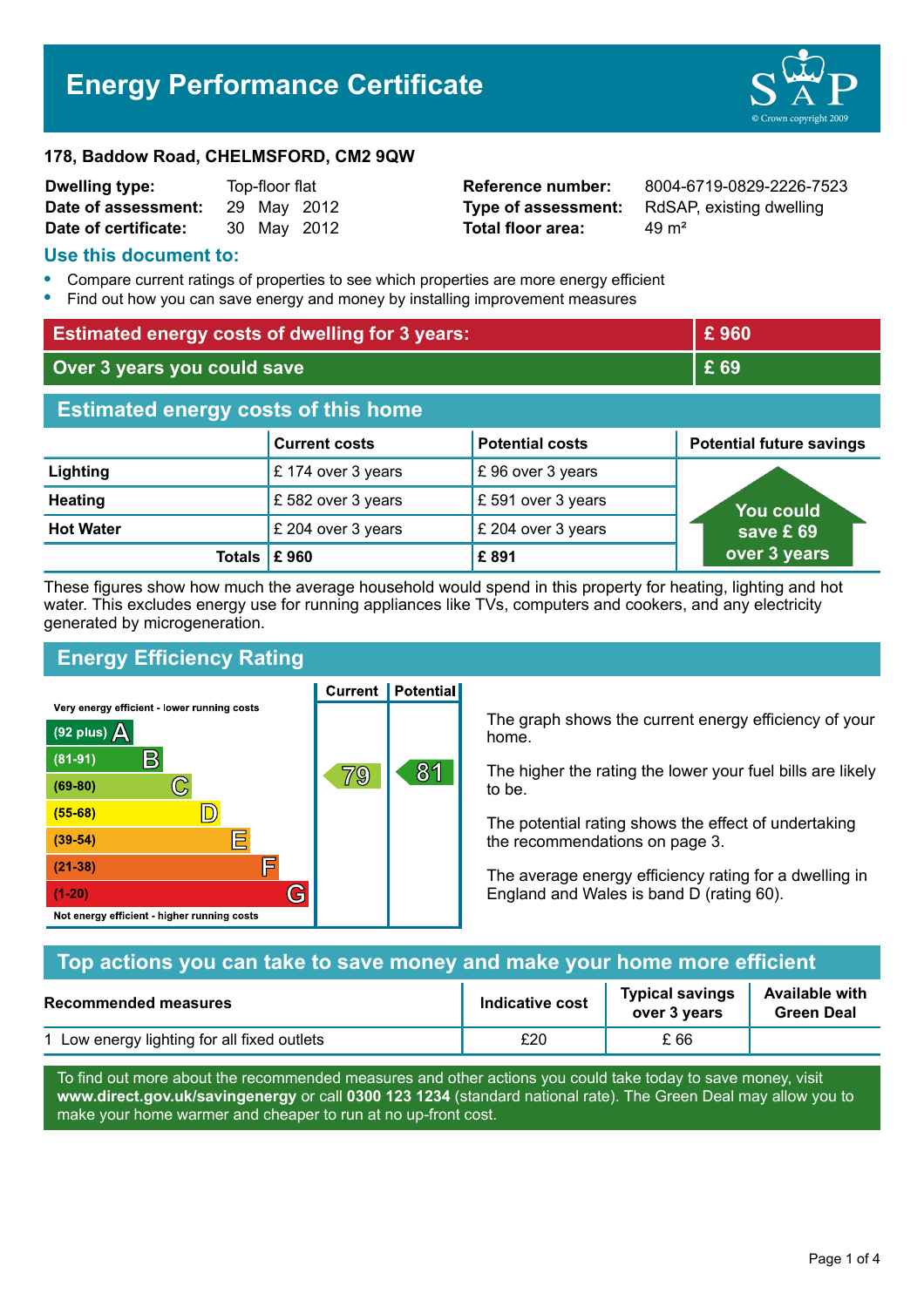# Energy Performance Certificate

**178, Baddow Road, CHELMSFORD, CM2 9QW**

| | | | |
|---|---|---|---|
| **Dwelling type:** | Top-floor flat | **Reference number:** | 8004-6719-0829-2226-7523 |
| **Date of assessment:** | 29 May 2012 | **Type of assessment:** | RdSAP, existing dwelling |
| **Date of certificate:** | 30 May 2012 | **Total floor area:** | 49 m² |

## Use this document to:

- Compare current ratings of properties to see which properties are more energy efficient
- Find out how you can save energy and money by installing improvement measures

| | |
|---|---|
| **Estimated energy costs of dwelling for 3 years:** | **£ 960** |
| **Over 3 years you could save** | **£ 69** |

## Estimated energy costs of this home

| | Current costs | Potential costs | Potential future savings |
|---|---|---|---|
| **Lighting** | £ 174 over 3 years | £ 96 over 3 years | You could save £ 69 over 3 years |
| **Heating** | £ 582 over 3 years | £ 591 over 3 years | |
| **Hot Water** | £ 204 over 3 years | £ 204 over 3 years | |
| **Totals** | **£ 960** | **£ 891** | |

These figures show how much the average household would spend in this property for heating, lighting and hot water. This excludes energy use for running appliances like TVs, computers and cookers, and any electricity generated by microgeneration.

## Energy Efficiency Rating

| Rating band | Current | Potential |
|---|---|---|
| Very energy efficient - lower running costs | | |
| (92 plus) A | | |
| (81-91) B | | 81 |
| (69-80) C | 79 | |
| (55-68) D | | |
| (39-54) E | | |
| (21-38) F | | |
| (1-20) G | | |
| Not energy efficient - higher running costs | | |

The graph shows the current energy efficiency of your home.

The higher the rating the lower your fuel bills are likely to be.

The potential rating shows the effect of undertaking the recommendations on page 3.

The average energy efficiency rating for a dwelling in England and Wales is band D (rating 60).

## Top actions you can take to save money and make your home more efficient

| Recommended measures | Indicative cost | Typical savings over 3 years | Available with Green Deal |
|---|---|---|---|
| 1 Low energy lighting for all fixed outlets | £20 | £ 66 | |

To find out more about the recommended measures and other actions you could take today to save money, visit **www.direct.gov.uk/savingenergy** or call **0300 123 1234** (standard national rate). The Green Deal may allow you to make your home warmer and cheaper to run at no up-front cost.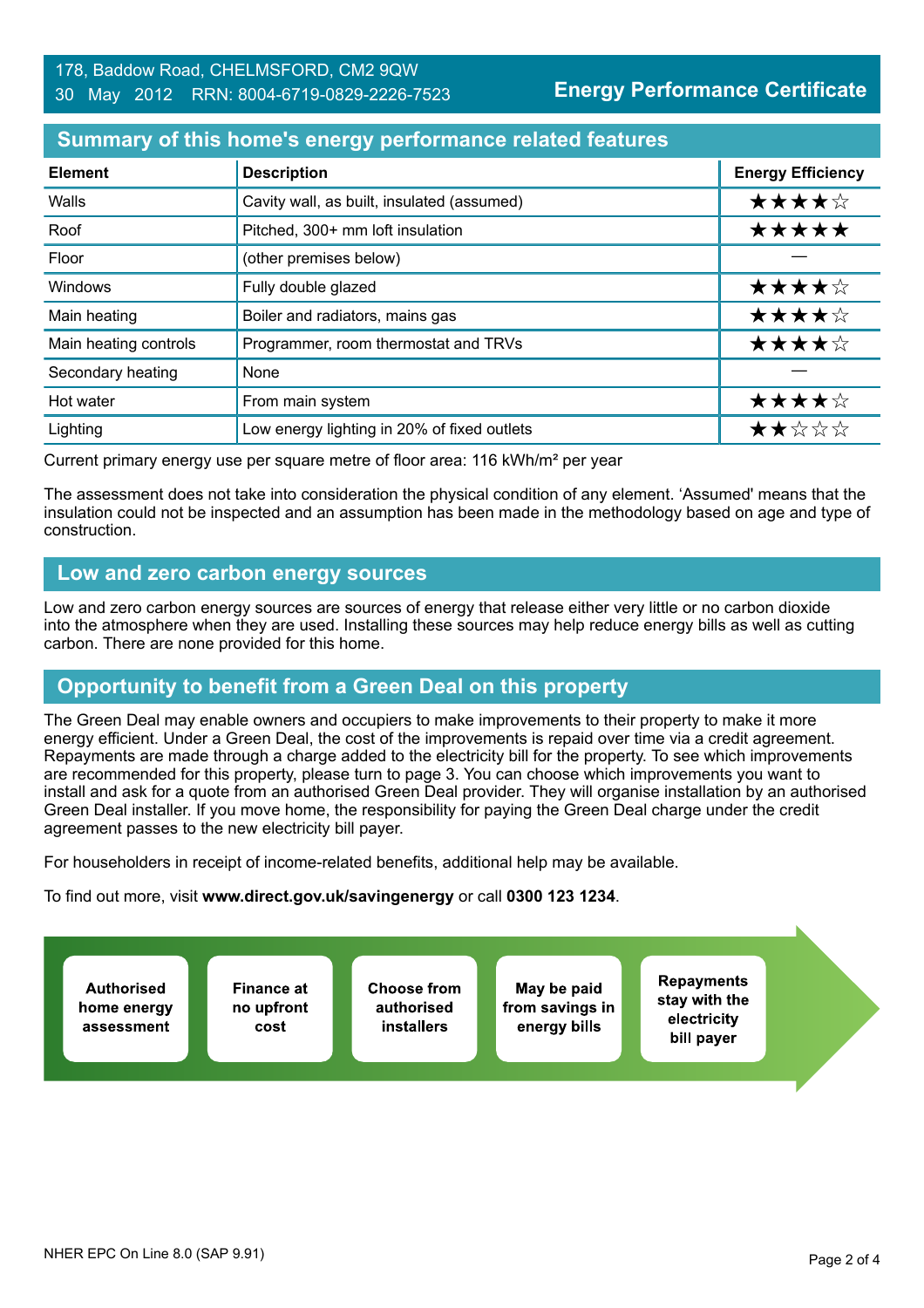178, Baddow Road, CHELMSFORD, CM2 9QW
30 May 2012 RRN: 8004-6719-0829-2226-7523

**Energy Performance Certificate**

## Summary of this home's energy performance related features

| Element | Description | Energy Efficiency |
|---|---|---|
| Walls | Cavity wall, as built, insulated (assumed) | ★★★★☆ |
| Roof | Pitched, 300+ mm loft insulation | ★★★★★ |
| Floor | (other premises below) | — |
| Windows | Fully double glazed | ★★★★☆ |
| Main heating | Boiler and radiators, mains gas | ★★★★☆ |
| Main heating controls | Programmer, room thermostat and TRVs | ★★★★☆ |
| Secondary heating | None | — |
| Hot water | From main system | ★★★★☆ |
| Lighting | Low energy lighting in 20% of fixed outlets | ★★☆☆☆ |

Current primary energy use per square metre of floor area: 116 kWh/m² per year

The assessment does not take into consideration the physical condition of any element. 'Assumed' means that the insulation could not be inspected and an assumption has been made in the methodology based on age and type of construction.

## Low and zero carbon energy sources

Low and zero carbon energy sources are sources of energy that release either very little or no carbon dioxide into the atmosphere when they are used. Installing these sources may help reduce energy bills as well as cutting carbon. There are none provided for this home.

## Opportunity to benefit from a Green Deal on this property

The Green Deal may enable owners and occupiers to make improvements to their property to make it more energy efficient. Under a Green Deal, the cost of the improvements is repaid over time via a credit agreement. Repayments are made through a charge added to the electricity bill for the property. To see which improvements are recommended for this property, please turn to page 3. You can choose which improvements you want to install and ask for a quote from an authorised Green Deal provider. They will organise installation by an authorised Green Deal installer. If you move home, the responsibility for paying the Green Deal charge under the credit agreement passes to the new electricity bill payer.

For householders in receipt of income-related benefits, additional help may be available.

To find out more, visit **www.direct.gov.uk/savingenergy** or call **0300 123 1234**.

- **Authorised home energy assessment**
- **Finance at no upfront cost**
- **Choose from authorised installers**
- **May be paid from savings in energy bills**
- **Repayments stay with the electricity bill payer**

NHER EPC On Line 8.0 (SAP 9.91)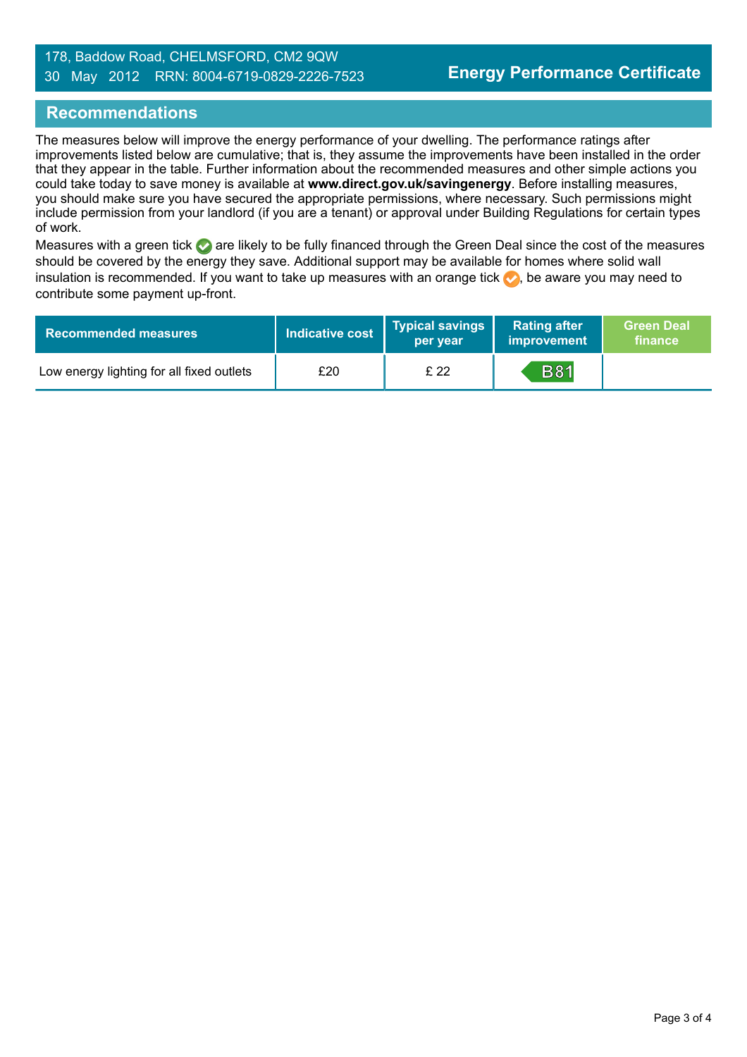## Recommendations

The measures below will improve the energy performance of your dwelling. The performance ratings after improvements listed below are cumulative; that is, they assume the improvements have been installed in the order that they appear in the table. Further information about the recommended measures and other simple actions you could take today to save money is available at **www.direct.gov.uk/savingenergy**. Before installing measures, you should make sure you have secured the appropriate permissions, where necessary. Such permissions might include permission from your landlord (if you are a tenant) or approval under Building Regulations for certain types of work.

Measures with a green tick are likely to be fully financed through the Green Deal since the cost of the measures should be covered by the energy they save. Additional support may be available for homes where solid wall insulation is recommended. If you want to take up measures with an orange tick, be aware you may need to contribute some payment up-front.

| Recommended measures | Indicative cost | Typical savings per year | Rating after improvement | Green Deal finance |
|---|---|---|---|---|
| Low energy lighting for all fixed outlets | £20 | £ 22 | B81 | |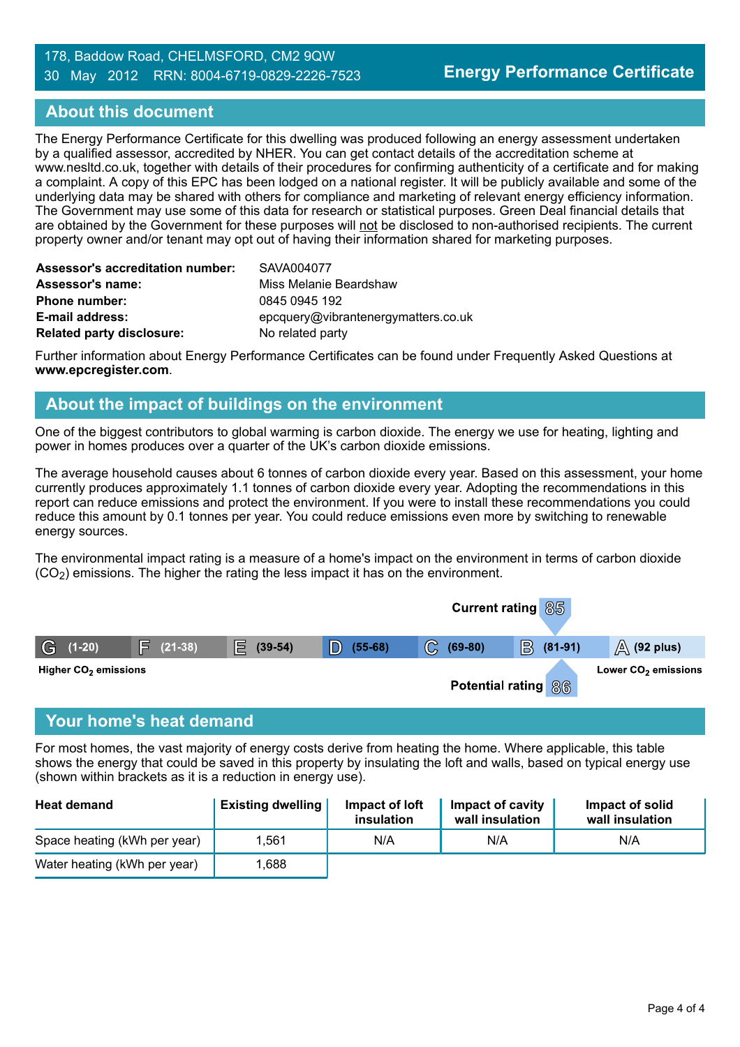178, Baddow Road, CHELMSFORD, CM2 9QW
30 May 2012 RRN: 8004-6719-0829-2226-7523

**Energy Performance Certificate**

## About this document

The Energy Performance Certificate for this dwelling was produced following an energy assessment undertaken by a qualified assessor, accredited by NHER. You can get contact details of the accreditation scheme at www.nesltd.co.uk, together with details of their procedures for confirming authenticity of a certificate and for making a complaint. A copy of this EPC has been lodged on a national register. It will be publicly available and some of the underlying data may be shared with others for compliance and marketing of relevant energy efficiency information. The Government may use some of this data for research or statistical purposes. Green Deal financial details that are obtained by the Government for these purposes will not be disclosed to non-authorised recipients. The current property owner and/or tenant may opt out of having their information shared for marketing purposes.

| | |
|---|---|
| **Assessor's accreditation number:** | SAVA004077 |
| **Assessor's name:** | Miss Melanie Beardshaw |
| **Phone number:** | 0845 0945 192 |
| **E-mail address:** | epcquery@vibrantenergymatters.co.uk |
| **Related party disclosure:** | No related party |

Further information about Energy Performance Certificates can be found under Frequently Asked Questions at **www.epcregister.com**.

## About the impact of buildings on the environment

One of the biggest contributors to global warming is carbon dioxide. The energy we use for heating, lighting and power in homes produces over a quarter of the UK's carbon dioxide emissions.

The average household causes about 6 tonnes of carbon dioxide every year. Based on this assessment, your home currently produces approximately 1.1 tonnes of carbon dioxide every year. Adopting the recommendations in this report can reduce emissions and protect the environment. If you were to install these recommendations you could reduce this amount by 0.1 tonnes per year. You could reduce emissions even more by switching to renewable energy sources.

The environmental impact rating is a measure of a home's impact on the environment in terms of carbon dioxide ($CO_2$) emissions. The higher the rating the less impact it has on the environment.

Current rating 85

G (1-20) F (21-38) E (39-54) D (55-68) C (69-80) B (81-91) A (92 plus)

Higher $CO_2$ emissions

Lower $CO_2$ emissions

Potential rating 86

## Your home's heat demand

For most homes, the vast majority of energy costs derive from heating the home. Where applicable, this table shows the energy that could be saved in this property by insulating the loft and walls, based on typical energy use (shown within brackets as it is a reduction in energy use).

| Heat demand | Existing dwelling | Impact of loft insulation | Impact of cavity wall insulation | Impact of solid wall insulation |
|---|---|---|---|---|
| Space heating (kWh per year) | 1,561 | N/A | N/A | N/A |
| Water heating (kWh per year) | 1,688 | | | |